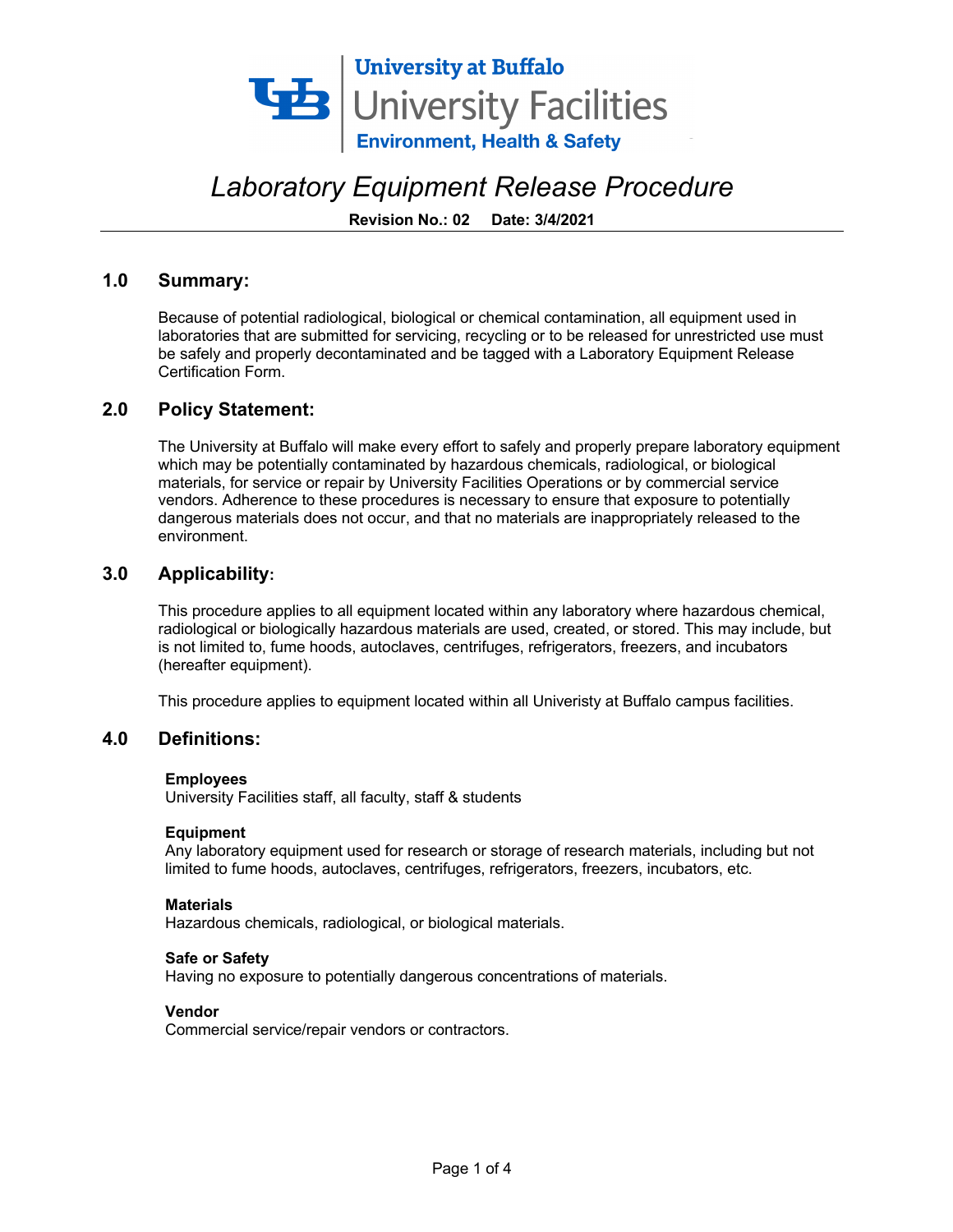University at Buffalo
University Facilities
Environment, Health & Safety

# *Laboratory Equipment Release Procedure*

**Revision No.: 02 Date: 3/4/2021**

## 1.0 Summary:

Because of potential radiological, biological or chemical contamination, all equipment used in laboratories that are submitted for servicing, recycling or to be released for unrestricted use must be safely and properly decontaminated and be tagged with a Laboratory Equipment Release Certification Form.

## 2.0 Policy Statement:

The University at Buffalo will make every effort to safely and properly prepare laboratory equipment which may be potentially contaminated by hazardous chemicals, radiological, or biological materials, for service or repair by University Facilities Operations or by commercial service vendors. Adherence to these procedures is necessary to ensure that exposure to potentially dangerous materials does not occur, and that no materials are inappropriately released to the environment.

## 3.0 Applicability:

This procedure applies to all equipment located within any laboratory where hazardous chemical, radiological or biologically hazardous materials are used, created, or stored. This may include, but is not limited to, fume hoods, autoclaves, centrifuges, refrigerators, freezers, and incubators (hereafter equipment).

This procedure applies to equipment located within all Univeristy at Buffalo campus facilities.

## 4.0 Definitions:

**Employees**
University Facilities staff, all faculty, staff & students

**Equipment**
Any laboratory equipment used for research or storage of research materials, including but not limited to fume hoods, autoclaves, centrifuges, refrigerators, freezers, incubators, etc.

**Materials**
Hazardous chemicals, radiological, or biological materials.

**Safe or Safety**
Having no exposure to potentially dangerous concentrations of materials.

**Vendor**
Commercial service/repair vendors or contractors.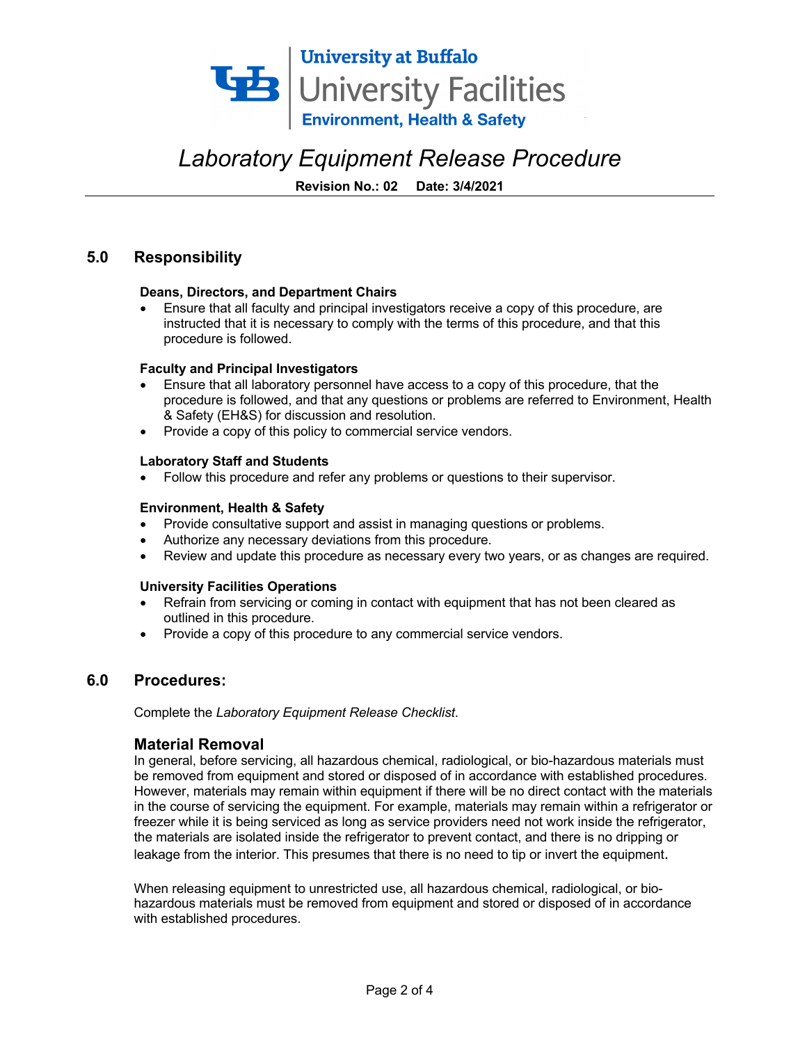## 5.0 Responsibility

**Deans, Directors, and Department Chairs**

- Ensure that all faculty and principal investigators receive a copy of this procedure, are instructed that it is necessary to comply with the terms of this procedure, and that this procedure is followed.

**Faculty and Principal Investigators**

- Ensure that all laboratory personnel have access to a copy of this procedure, that the procedure is followed, and that any questions or problems are referred to Environment, Health & Safety (EH&S) for discussion and resolution.
- Provide a copy of this policy to commercial service vendors.

**Laboratory Staff and Students**

- Follow this procedure and refer any problems or questions to their supervisor.

**Environment, Health & Safety**

- Provide consultative support and assist in managing questions or problems.
- Authorize any necessary deviations from this procedure.
- Review and update this procedure as necessary every two years, or as changes are required.

**University Facilities Operations**

- Refrain from servicing or coming in contact with equipment that has not been cleared as outlined in this procedure.
- Provide a copy of this procedure to any commercial service vendors.

## 6.0 Procedures:

Complete the *Laboratory Equipment Release Checklist*.

### Material Removal

In general, before servicing, all hazardous chemical, radiological, or bio-hazardous materials must be removed from equipment and stored or disposed of in accordance with established procedures. However, materials may remain within equipment if there will be no direct contact with the materials in the course of servicing the equipment. For example, materials may remain within a refrigerator or freezer while it is being serviced as long as service providers need not work inside the refrigerator, the materials are isolated inside the refrigerator to prevent contact, and there is no dripping or leakage from the interior. This presumes that there is no need to tip or invert the equipment.

When releasing equipment to unrestricted use, all hazardous chemical, radiological, or bio-hazardous materials must be removed from equipment and stored or disposed of in accordance with established procedures.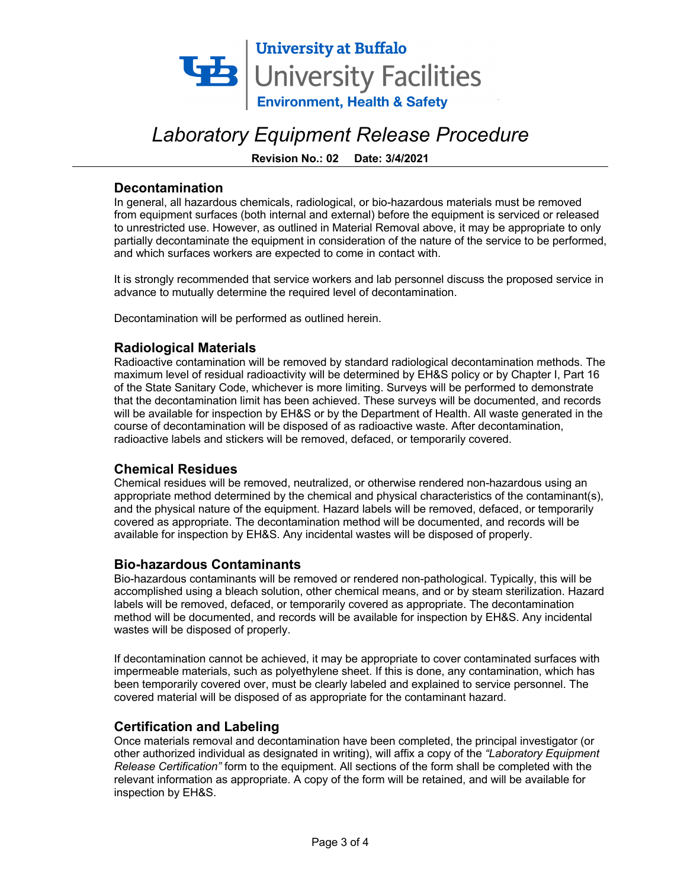## Decontamination

In general, all hazardous chemicals, radiological, or bio-hazardous materials must be removed from equipment surfaces (both internal and external) before the equipment is serviced or released to unrestricted use. However, as outlined in Material Removal above, it may be appropriate to only partially decontaminate the equipment in consideration of the nature of the service to be performed, and which surfaces workers are expected to come in contact with.

It is strongly recommended that service workers and lab personnel discuss the proposed service in advance to mutually determine the required level of decontamination.

Decontamination will be performed as outlined herein.

## Radiological Materials

Radioactive contamination will be removed by standard radiological decontamination methods. The maximum level of residual radioactivity will be determined by EH&S policy or by Chapter I, Part 16 of the State Sanitary Code, whichever is more limiting. Surveys will be performed to demonstrate that the decontamination limit has been achieved. These surveys will be documented, and records will be available for inspection by EH&S or by the Department of Health. All waste generated in the course of decontamination will be disposed of as radioactive waste. After decontamination, radioactive labels and stickers will be removed, defaced, or temporarily covered.

## Chemical Residues

Chemical residues will be removed, neutralized, or otherwise rendered non-hazardous using an appropriate method determined by the chemical and physical characteristics of the contaminant(s), and the physical nature of the equipment. Hazard labels will be removed, defaced, or temporarily covered as appropriate. The decontamination method will be documented, and records will be available for inspection by EH&S. Any incidental wastes will be disposed of properly.

## Bio-hazardous Contaminants

Bio-hazardous contaminants will be removed or rendered non-pathological. Typically, this will be accomplished using a bleach solution, other chemical means, and or by steam sterilization. Hazard labels will be removed, defaced, or temporarily covered as appropriate. The decontamination method will be documented, and records will be available for inspection by EH&S. Any incidental wastes will be disposed of properly.

If decontamination cannot be achieved, it may be appropriate to cover contaminated surfaces with impermeable materials, such as polyethylene sheet. If this is done, any contamination, which has been temporarily covered over, must be clearly labeled and explained to service personnel. The covered material will be disposed of as appropriate for the contaminant hazard.

## Certification and Labeling

Once materials removal and decontamination have been completed, the principal investigator (or other authorized individual as designated in writing), will affix a copy of the *"Laboratory Equipment Release Certification"* form to the equipment. All sections of the form shall be completed with the relevant information as appropriate. A copy of the form will be retained, and will be available for inspection by EH&S.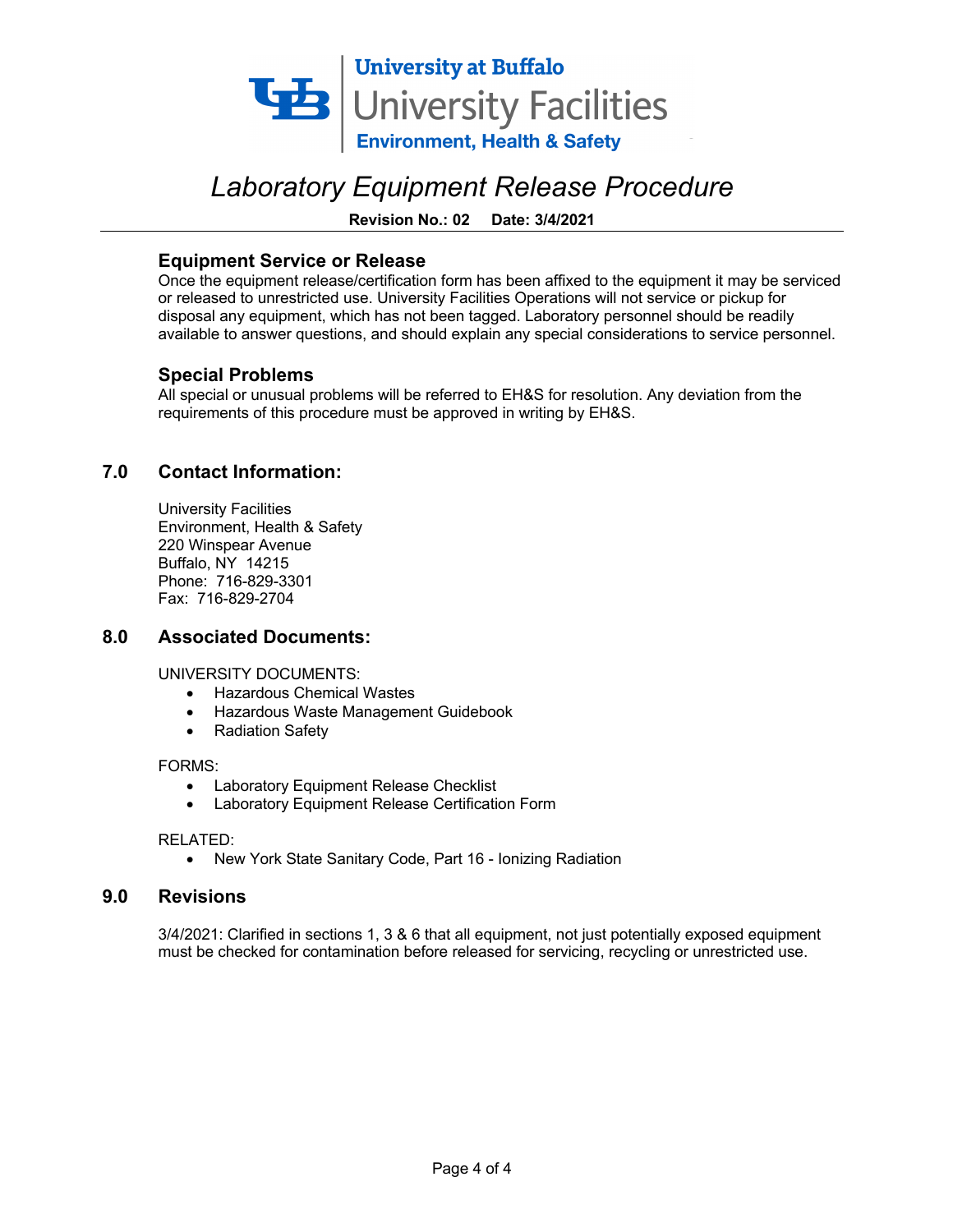### Equipment Service or Release

Once the equipment release/certification form has been affixed to the equipment it may be serviced or released to unrestricted use. University Facilities Operations will not service or pickup for disposal any equipment, which has not been tagged. Laboratory personnel should be readily available to answer questions, and should explain any special considerations to service personnel.

### Special Problems

All special or unusual problems will be referred to EH&S for resolution. Any deviation from the requirements of this procedure must be approved in writing by EH&S.

## 7.0 Contact Information:

University Facilities
Environment, Health & Safety
220 Winspear Avenue
Buffalo, NY 14215
Phone: 716-829-3301
Fax: 716-829-2704

## 8.0 Associated Documents:

UNIVERSITY DOCUMENTS:

- Hazardous Chemical Wastes
- Hazardous Waste Management Guidebook
- Radiation Safety

FORMS:

- Laboratory Equipment Release Checklist
- Laboratory Equipment Release Certification Form

RELATED:

- New York State Sanitary Code, Part 16 - Ionizing Radiation

## 9.0 Revisions

3/4/2021: Clarified in sections 1, 3 & 6 that all equipment, not just potentially exposed equipment must be checked for contamination before released for servicing, recycling or unrestricted use.